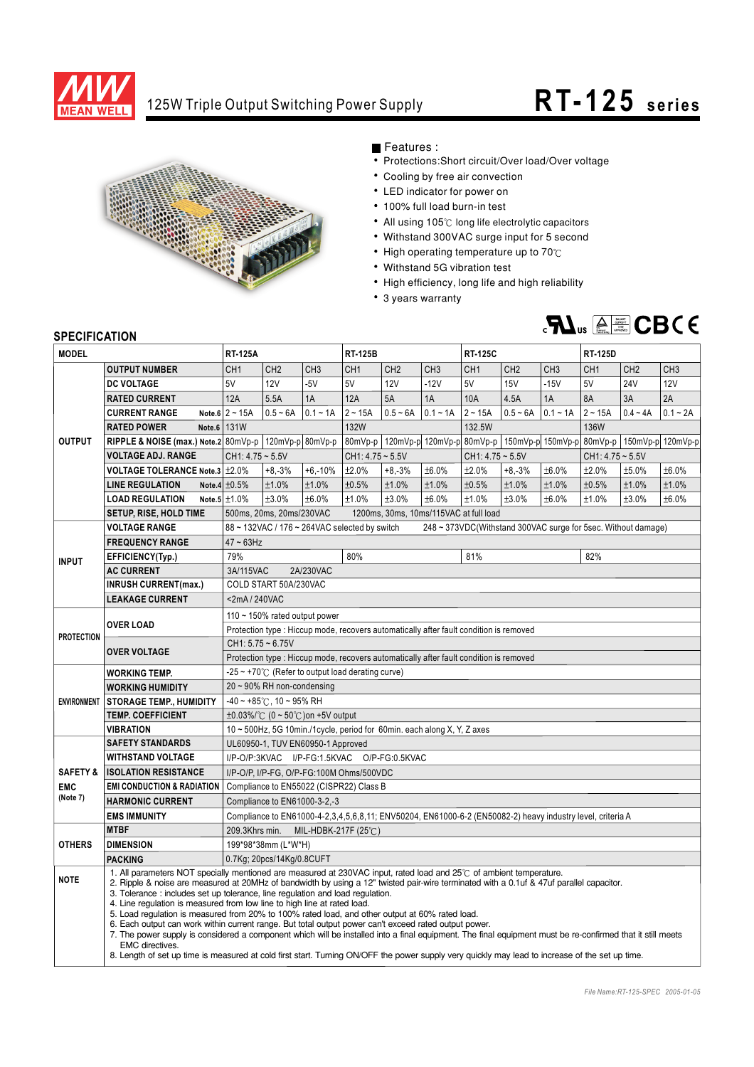# 125W Triple Output Switching Power Supply

# RT-125 series

■ Features :

- Protections:Short circuit/Over load/Over voltage
- Cooling by free air convection
- LED indicator for power on
- 100% full load burn-in test
- All using 105℃ long life electrolytic capacitors
- Withstand 300VAC surge input for 5 second
- High operating temperature up to 70℃
- Withstand 5G vibration test
- High efficiency, long life and high reliability
- 3 years warranty

## SPECIFICATION

| MODEL | | RT-125A | | | RT-125B | | | RT-125C | | | RT-125D | | |
|---|---|---|---|---|---|---|---|---|---|---|---|---|---|
| OUTPUT | OUTPUT NUMBER | CH1 | CH2 | CH3 | CH1 | CH2 | CH3 | CH1 | CH2 | CH3 | CH1 | CH2 | CH3 |
| | DC VOLTAGE | 5V | 12V | -5V | 5V | 12V | -12V | 5V | 15V | -15V | 5V | 24V | 12V |
| | RATED CURRENT | 12A | 5.5A | 1A | 12A | 5A | 1A | 10A | 4.5A | 1A | 8A | 3A | 2A |
| | CURRENT RANGE Note.6 | 2 ~ 15A | 0.5 ~ 6A | 0.1 ~ 1A | 2 ~ 15A | 0.5 ~ 6A | 0.1 ~ 1A | 2 ~ 15A | 0.5 ~ 6A | 0.1 ~ 1A | 2 ~ 15A | 0.4 ~ 4A | 0.1 ~ 2A |
| | RATED POWER Note.6 | 131W | | | 132W | | | 132.5W | | | 136W | | |
| | RIPPLE & NOISE (max.) Note.2 | 80mVp-p | 120mVp-p | 80mVp-p | 80mVp-p | 120mVp-p | 120mVp-p | 80mVp-p | 150mVp-p | 150mVp-p | 80mVp-p | 150mVp-p | 120mVp-p |
| | VOLTAGE ADJ. RANGE | CH1: 4.75 ~ 5.5V | | | CH1: 4.75 ~ 5.5V | | | CH1: 4.75 ~ 5.5V | | | CH1: 4.75 ~ 5.5V | | |
| | VOLTAGE TOLERANCE Note.3 | ±2.0% | +8,-3% | +6,-10% | ±2.0% | +8,-3% | ±6.0% | ±2.0% | +8,-3% | ±6.0% | ±2.0% | ±5.0% | ±6.0% |
| | LINE REGULATION Note.4 | ±0.5% | ±1.0% | ±1.0% | ±0.5% | ±1.0% | ±1.0% | ±0.5% | ±1.0% | ±1.0% | ±0.5% | ±1.0% | ±1.0% |
| | LOAD REGULATION Note.5 | ±1.0% | ±3.0% | ±6.0% | ±1.0% | ±3.0% | ±6.0% | ±1.0% | ±3.0% | ±6.0% | ±1.0% | ±3.0% | ±6.0% |
| | SETUP, RISE, HOLD TIME | 500ms, 20ms, 20ms/230VAC 1200ms, 30ms, 10ms/115VAC at full load | | | | | | | | | | | |
| INPUT | VOLTAGE RANGE | 88 ~ 132VAC / 176 ~ 264VAC selected by switch 248 ~ 373VDC(Withstand 300VAC surge for 5sec. Without damage) | | | | | | | | | | | |
| | FREQUENCY RANGE | 47 ~ 63Hz | | | | | | | | | | | |
| | EFFICIENCY(Typ.) | 79% | | | 80% | | | 81% | | | 82% | | |
| | AC CURRENT | 3A/115VAC 2A/230VAC | | | | | | | | | | | |
| | INRUSH CURRENT(max.) | COLD START 50A/230VAC | | | | | | | | | | | |
| | LEAKAGE CURRENT | <2mA / 240VAC | | | | | | | | | | | |
| PROTECTION | OVER LOAD | 110 ~ 150% rated output power | | | | | | | | | | | |
| | | Protection type : Hiccup mode, recovers automatically after fault condition is removed | | | | | | | | | | | |
| | OVER VOLTAGE | CH1: 5.75 ~ 6.75V | | | | | | | | | | | |
| | | Protection type : Hiccup mode, recovers automatically after fault condition is removed | | | | | | | | | | | |
| ENVIRONMENT | WORKING TEMP. | -25 ~ +70℃ (Refer to output load derating curve) | | | | | | | | | | | |
| | WORKING HUMIDITY | 20 ~ 90% RH non-condensing | | | | | | | | | | | |
| | STORAGE TEMP., HUMIDITY | -40 ~ +85℃, 10 ~ 95% RH | | | | | | | | | | | |
| | TEMP. COEFFICIENT | ±0.03%/℃ (0 ~ 50℃)on +5V output | | | | | | | | | | | |
| | VIBRATION | 10 ~ 500Hz, 5G 10min./1cycle, period for 60min. each along X, Y, Z axes | | | | | | | | | | | |
| SAFETY & EMC (Note 7) | SAFETY STANDARDS | UL60950-1, TUV EN60950-1 Approved | | | | | | | | | | | |
| | WITHSTAND VOLTAGE | I/P-O/P:3KVAC I/P-FG:1.5KVAC O/P-FG:0.5KVAC | | | | | | | | | | | |
| | ISOLATION RESISTANCE | I/P-O/P, I/P-FG, O/P-FG:100M Ohms/500VDC | | | | | | | | | | | |
| | EMI CONDUCTION & RADIATION | Compliance to EN55022 (CISPR22) Class B | | | | | | | | | | | |
| | HARMONIC CURRENT | Compliance to EN61000-3-2,-3 | | | | | | | | | | | |
| | EMS IMMUNITY | Compliance to EN61000-4-2,3,4,5,6,8,11; ENV50204, EN61000-6-2 (EN50082-2) heavy industry level, criteria A | | | | | | | | | | | |
| OTHERS | MTBF | 209.3Khrs min. MIL-HDBK-217F (25℃) | | | | | | | | | | | |
| | DIMENSION | 199*98*38mm (L*W*H) | | | | | | | | | | | |
| | PACKING | 0.7Kg; 20pcs/14Kg/0.8CUFT | | | | | | | | | | | |

**NOTE**

1. All parameters NOT specially mentioned are measured at 230VAC input, rated load and 25℃ of ambient temperature.
2. Ripple & noise are measured at 20MHz of bandwidth by using a 12" twisted pair-wire terminated with a 0.1uf & 47uf parallel capacitor.
3. Tolerance : includes set up tolerance, line regulation and load regulation.
4. Line regulation is measured from low line to high line at rated load.
5. Load regulation is measured from 20% to 100% rated load, and other output at 60% rated load.
6. Each output can work within current range. But total output power can't exceed rated output power.
7. The power supply is considered a component which will be installed into a final equipment. The final equipment must be re-confirmed that it still meets EMC directives.
8. Length of set up time is measured at cold first start. Turning ON/OFF the power supply very quickly may lead to increase of the set up time.

*File Name:RT-125-SPEC 2005-01-05*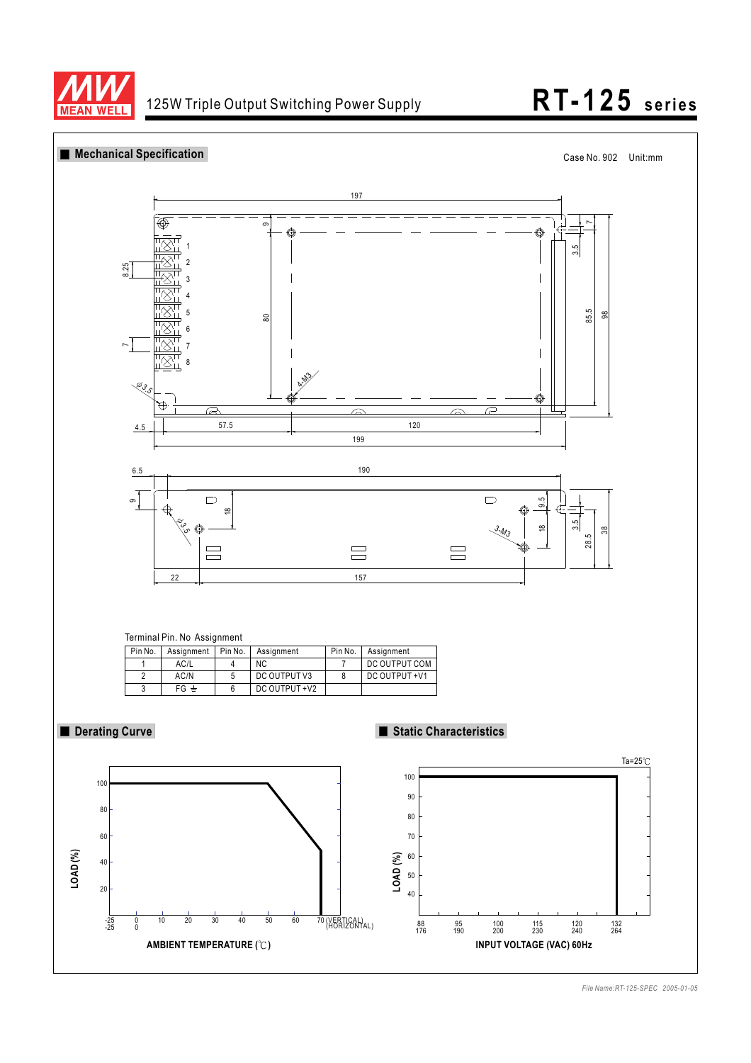# 125W Triple Output Switching Power Supply

# RT-125 series

## Mechanical Specification

Case No. 902 Unit:mm

197
9
7
3.5
8.25
80
85.5
98
7
ø3.5
4-M3
4.5
57.5
120
199

6.5
190
9
18
9.5
ø3.5
3-M3
18
3.5
28.5
38
22
157

Terminal Pin. No Assignment

| Pin No. | Assignment | Pin No. | Assignment | Pin No. | Assignment |
|---|---|---|---|---|---|
| 1 | AC/L | 4 | NC | 7 | DC OUTPUT COM |
| 2 | AC/N | 5 | DC OUTPUT V3 | 8 | DC OUTPUT +V1 |
| 3 | FG ⏚ | 6 | DC OUTPUT +V2 | | |

## Derating Curve

LOAD (%)
100
80
60
40
20
-25 0 10 20 30 40 50 60 70 (VERTICAL)
-25 0 (HORIZONTAL)
AMBIENT TEMPERATURE (℃)

## Static Characteristics

Ta=25℃

LOAD (%)
100
90
80
70
60
50
40
88 95 100 115 120 132
176 190 200 230 240 264
INPUT VOLTAGE (VAC) 60Hz

*File Name:RT-125-SPEC 2005-01-05*